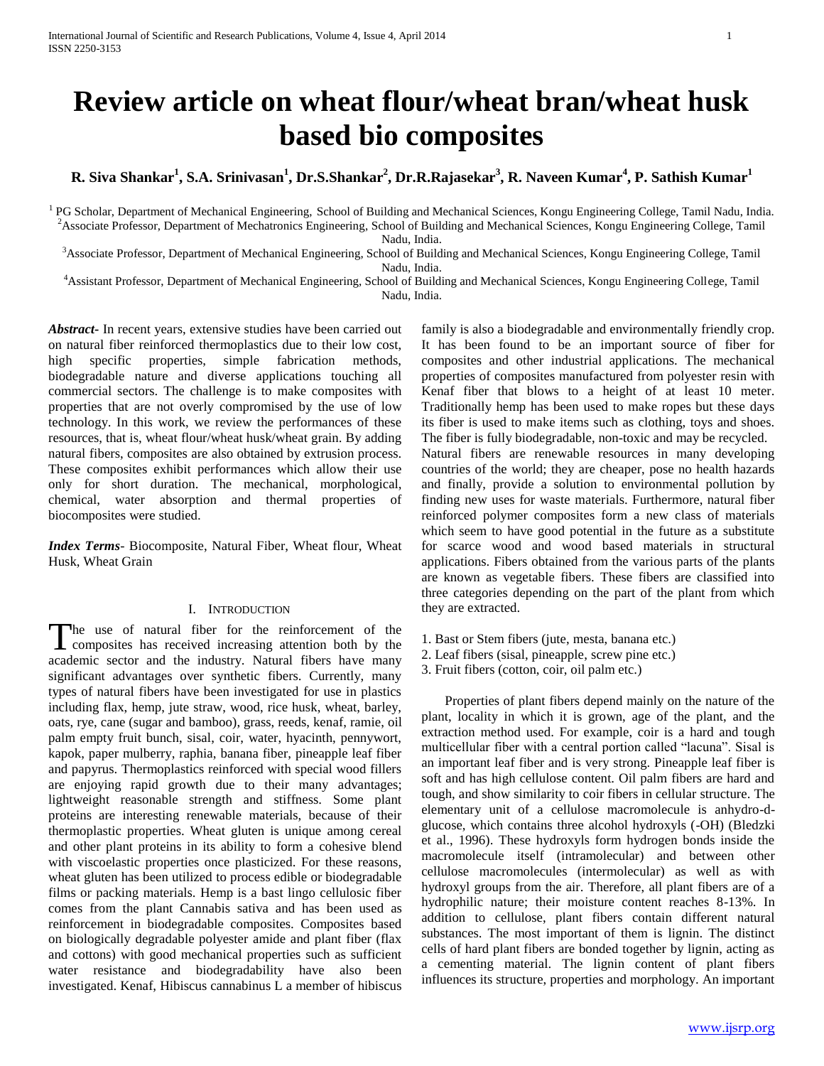# Review article on wheat flour/wheat bran/wheat husk based bio composites

**R. Siva Shankar[1], S.A. Srinivasan[1], Dr.S.Shankar[2], Dr.R.Rajasekar[3], R. Naveen Kumar[4], P. Sathish Kumar[1]**

[1] PG Scholar, Department of Mechanical Engineering, School of Building and Mechanical Sciences, Kongu Engineering College, Tamil Nadu, India.
[2] Associate Professor, Department of Mechatronics Engineering, School of Building and Mechanical Sciences, Kongu Engineering College, Tamil Nadu, India.
[3] Associate Professor, Department of Mechanical Engineering, School of Building and Mechanical Sciences, Kongu Engineering College, Tamil Nadu, India.
[4] Assistant Professor, Department of Mechanical Engineering, School of Building and Mechanical Sciences, Kongu Engineering College, Tamil Nadu, India.

***Abstract-*** In recent years, extensive studies have been carried out on natural fiber reinforced thermoplastics due to their low cost, high specific properties, simple fabrication methods, biodegradable nature and diverse applications touching all commercial sectors. The challenge is to make composites with properties that are not overly compromised by the use of low technology. In this work, we review the performances of these resources, that is, wheat flour/wheat husk/wheat grain. By adding natural fibers, composites are also obtained by extrusion process. These composites exhibit performances which allow their use only for short duration. The mechanical, morphological, chemical, water absorption and thermal properties of biocomposites were studied.

***Index Terms*-** Biocomposite, Natural Fiber, Wheat flour, Wheat Husk, Wheat Grain

## I. Introduction

The use of natural fiber for the reinforcement of the composites has received increasing attention both by the academic sector and the industry. Natural fibers have many significant advantages over synthetic fibers. Currently, many types of natural fibers have been investigated for use in plastics including flax, hemp, jute straw, wood, rice husk, wheat, barley, oats, rye, cane (sugar and bamboo), grass, reeds, kenaf, ramie, oil palm empty fruit bunch, sisal, coir, water, hyacinth, pennywort, kapok, paper mulberry, raphia, banana fiber, pineapple leaf fiber and papyrus. Thermoplastics reinforced with special wood fillers are enjoying rapid growth due to their many advantages; lightweight reasonable strength and stiffness. Some plant proteins are interesting renewable materials, because of their thermoplastic properties. Wheat gluten is unique among cereal and other plant proteins in its ability to form a cohesive blend with viscoelastic properties once plasticized. For these reasons, wheat gluten has been utilized to process edible or biodegradable films or packing materials. Hemp is a bast lingo cellulosic fiber comes from the plant Cannabis sativa and has been used as reinforcement in biodegradable composites. Composites based on biologically degradable polyester amide and plant fiber (flax and cottons) with good mechanical properties such as sufficient water resistance and biodegradability have also been investigated. Kenaf, Hibiscus cannabinus L a member of hibiscus family is also a biodegradable and environmentally friendly crop. It has been found to be an important source of fiber for composites and other industrial applications. The mechanical properties of composites manufactured from polyester resin with Kenaf fiber that blows to a height of at least 10 meter. Traditionally hemp has been used to make ropes but these days its fiber is used to make items such as clothing, toys and shoes. The fiber is fully biodegradable, non-toxic and may be recycled.
Natural fibers are renewable resources in many developing countries of the world; they are cheaper, pose no health hazards and finally, provide a solution to environmental pollution by finding new uses for waste materials. Furthermore, natural fiber reinforced polymer composites form a new class of materials which seem to have good potential in the future as a substitute for scarce wood and wood based materials in structural applications. Fibers obtained from the various parts of the plants are known as vegetable fibers. These fibers are classified into three categories depending on the part of the plant from which they are extracted.

1. Bast or Stem fibers (jute, mesta, banana etc.)
2. Leaf fibers (sisal, pineapple, screw pine etc.)
3. Fruit fibers (cotton, coir, oil palm etc.)

Properties of plant fibers depend mainly on the nature of the plant, locality in which it is grown, age of the plant, and the extraction method used. For example, coir is a hard and tough multicellular fiber with a central portion called "lacuna". Sisal is an important leaf fiber and is very strong. Pineapple leaf fiber is soft and has high cellulose content. Oil palm fibers are hard and tough, and show similarity to coir fibers in cellular structure. The elementary unit of a cellulose macromolecule is anhydro-d-glucose, which contains three alcohol hydroxyls (-OH) (Bledzki et al., 1996). These hydroxyls form hydrogen bonds inside the macromolecule itself (intramolecular) and between other cellulose macromolecules (intermolecular) as well as with hydroxyl groups from the air. Therefore, all plant fibers are of a hydrophilic nature; their moisture content reaches 8-13%. In addition to cellulose, plant fibers contain different natural substances. The most important of them is lignin. The distinct cells of hard plant fibers are bonded together by lignin, acting as a cementing material. The lignin content of plant fibers influences its structure, properties and morphology. An important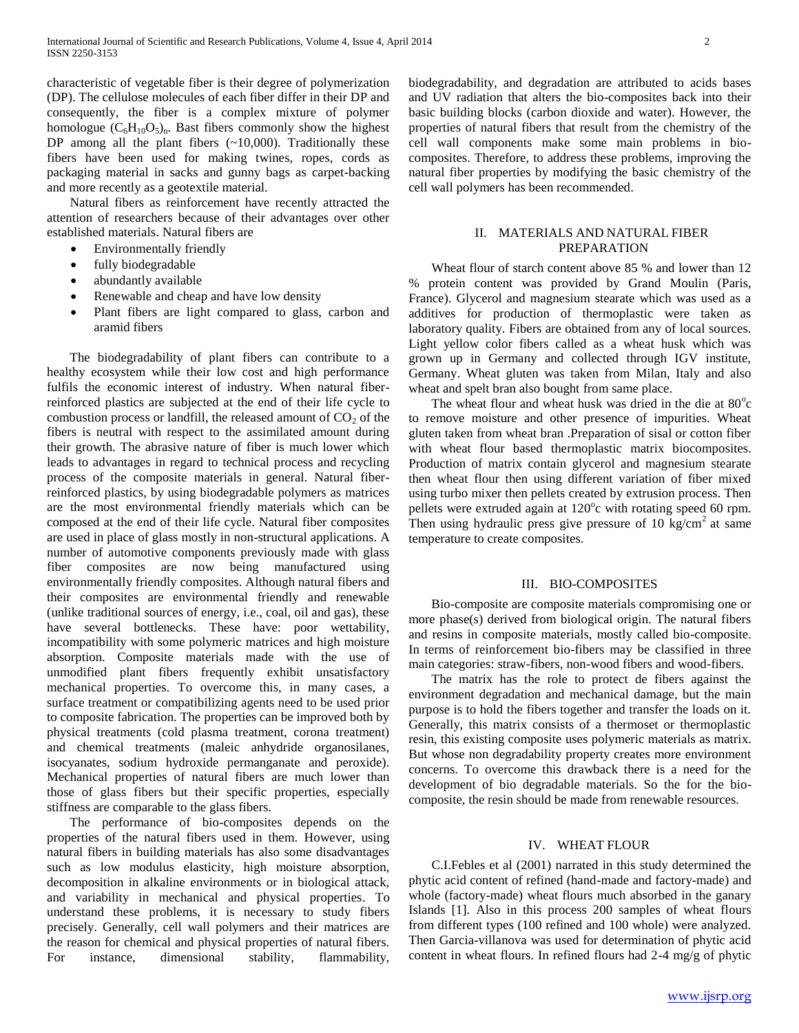characteristic of vegetable fiber is their degree of polymerization (DP). The cellulose molecules of each fiber differ in their DP and consequently, the fiber is a complex mixture of polymer homologue $(C_6H_{10}O_5)_n$. Bast fibers commonly show the highest DP among all the plant fibers (~10,000). Traditionally these fibers have been used for making twines, ropes, cords as packaging material in sacks and gunny bags as carpet-backing and more recently as a geotextile material.

Natural fibers as reinforcement have recently attracted the attention of researchers because of their advantages over other established materials. Natural fibers are

- Environmentally friendly
- fully biodegradable
- abundantly available
- Renewable and cheap and have low density
- Plant fibers are light compared to glass, carbon and aramid fibers

The biodegradability of plant fibers can contribute to a healthy ecosystem while their low cost and high performance fulfils the economic interest of industry. When natural fiber-reinforced plastics are subjected at the end of their life cycle to combustion process or landfill, the released amount of $CO_2$ of the fibers is neutral with respect to the assimilated amount during their growth. The abrasive nature of fiber is much lower which leads to advantages in regard to technical process and recycling process of the composite materials in general. Natural fiber-reinforced plastics, by using biodegradable polymers as matrices are the most environmental friendly materials which can be composed at the end of their life cycle. Natural fiber composites are used in place of glass mostly in non-structural applications. A number of automotive components previously made with glass fiber composites are now being manufactured using environmentally friendly composites. Although natural fibers and their composites are environmental friendly and renewable (unlike traditional sources of energy, i.e., coal, oil and gas), these have several bottlenecks. These have: poor wettability, incompatibility with some polymeric matrices and high moisture absorption. Composite materials made with the use of unmodified plant fibers frequently exhibit unsatisfactory mechanical properties. To overcome this, in many cases, a surface treatment or compatibilizing agents need to be used prior to composite fabrication. The properties can be improved both by physical treatments (cold plasma treatment, corona treatment) and chemical treatments (maleic anhydride organosilanes, isocyanates, sodium hydroxide permanganate and peroxide). Mechanical properties of natural fibers are much lower than those of glass fibers but their specific properties, especially stiffness are comparable to the glass fibers.

The performance of bio-composites depends on the properties of the natural fibers used in them. However, using natural fibers in building materials has also some disadvantages such as low modulus elasticity, high moisture absorption, decomposition in alkaline environments or in biological attack, and variability in mechanical and physical properties. To understand these problems, it is necessary to study fibers precisely. Generally, cell wall polymers and their matrices are the reason for chemical and physical properties of natural fibers. For instance, dimensional stability, flammability, biodegradability, and degradation are attributed to acids bases and UV radiation that alters the bio-composites back into their basic building blocks (carbon dioxide and water). However, the properties of natural fibers that result from the chemistry of the cell wall components make some main problems in bio-composites. Therefore, to address these problems, improving the natural fiber properties by modifying the basic chemistry of the cell wall polymers has been recommended.

## II. MATERIALS AND NATURAL FIBER PREPARATION

Wheat flour of starch content above 85 % and lower than 12 % protein content was provided by Grand Moulin (Paris, France). Glycerol and magnesium stearate which was used as a additives for production of thermoplastic were taken as laboratory quality. Fibers are obtained from any of local sources. Light yellow color fibers called as a wheat husk which was grown up in Germany and collected through IGV institute, Germany. Wheat gluten was taken from Milan, Italy and also wheat and spelt bran also bought from same place.

The wheat flour and wheat husk was dried in the die at $80^{o}$c to remove moisture and other presence of impurities. Wheat gluten taken from wheat bran .Preparation of sisal or cotton fiber with wheat flour based thermoplastic matrix biocomposites. Production of matrix contain glycerol and magnesium stearate then wheat flour then using different variation of fiber mixed using turbo mixer then pellets created by extrusion process. Then pellets were extruded again at $120^{o}$c with rotating speed 60 rpm. Then using hydraulic press give pressure of 10 $kg/cm^2$ at same temperature to create composites.

## III. BIO-COMPOSITES

Bio-composite are composite materials compromising one or more phase(s) derived from biological origin. The natural fibers and resins in composite materials, mostly called bio-composite. In terms of reinforcement bio-fibers may be classified in three main categories: straw-fibers, non-wood fibers and wood-fibers.

The matrix has the role to protect de fibers against the environment degradation and mechanical damage, but the main purpose is to hold the fibers together and transfer the loads on it. Generally, this matrix consists of a thermoset or thermoplastic resin, this existing composite uses polymeric materials as matrix. But whose non degradability property creates more environment concerns. To overcome this drawback there is a need for the development of bio degradable materials. So the for the bio-composite, the resin should be made from renewable resources.

## IV. WHEAT FLOUR

C.I.Febles et al (2001) narrated in this study determined the phytic acid content of refined (hand-made and factory-made) and whole (factory-made) wheat flours much absorbed in the ganary Islands [1]. Also in this process 200 samples of wheat flours from different types (100 refined and 100 whole) were analyzed. Then Garcia-villanova was used for determination of phytic acid content in wheat flours. In refined flours had 2-4 mg/g of phytic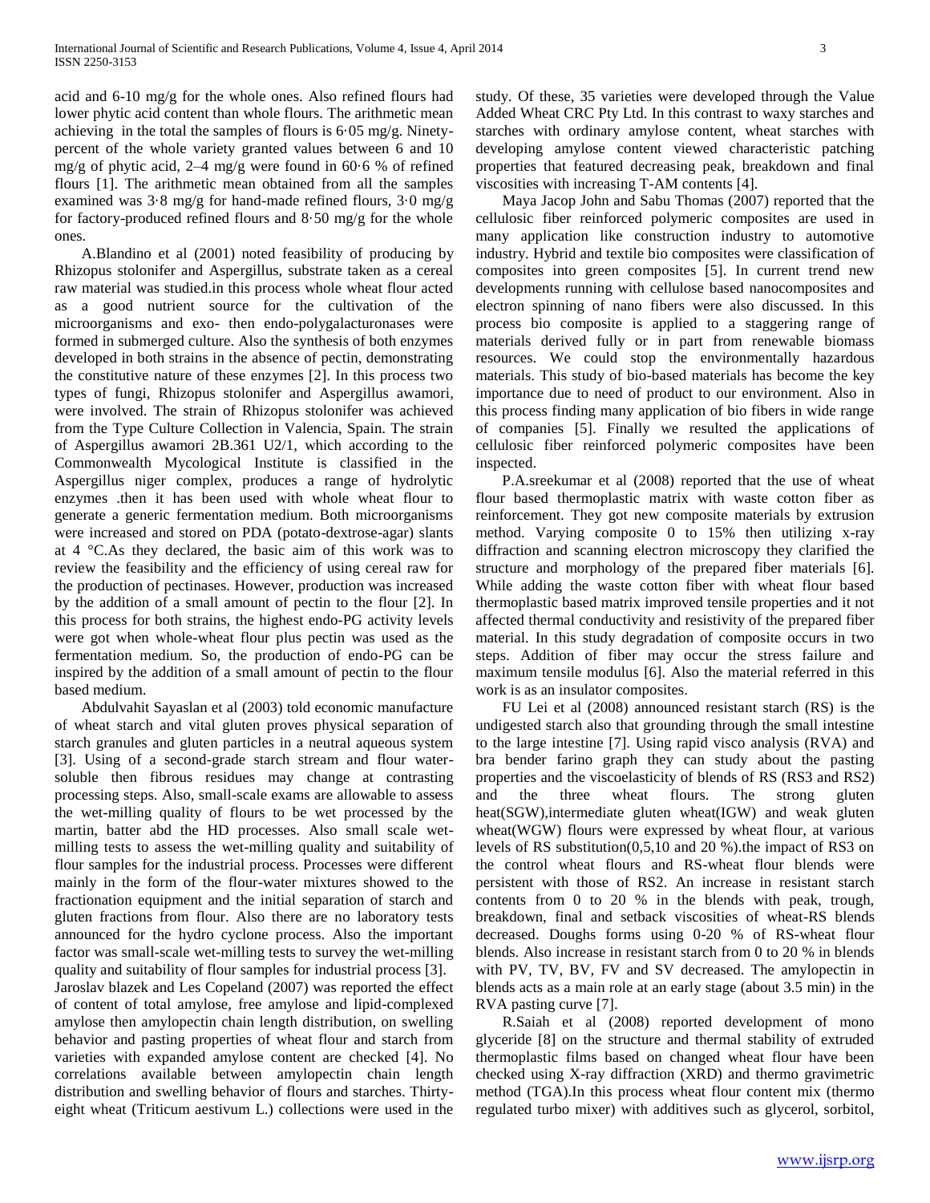acid and 6-10 mg/g for the whole ones. Also refined flours had lower phytic acid content than whole flours. The arithmetic mean achieving in the total the samples of flours is 6·05 mg/g. Ninety-percent of the whole variety granted values between 6 and 10 mg/g of phytic acid, 2–4 mg/g were found in 60·6 % of refined flours [1]. The arithmetic mean obtained from all the samples examined was 3·8 mg/g for hand-made refined flours, 3·0 mg/g for factory-produced refined flours and 8·50 mg/g for the whole ones.

A.Blandino et al (2001) noted feasibility of producing by Rhizopus stolonifer and Aspergillus, substrate taken as a cereal raw material was studied.in this process whole wheat flour acted as a good nutrient source for the cultivation of the microorganisms and exo- then endo-polygalacturonases were formed in submerged culture. Also the synthesis of both enzymes developed in both strains in the absence of pectin, demonstrating the constitutive nature of these enzymes [2]. In this process two types of fungi, Rhizopus stolonifer and Aspergillus awamori, were involved. The strain of Rhizopus stolonifer was achieved from the Type Culture Collection in Valencia, Spain. The strain of Aspergillus awamori 2B.361 U2/1, which according to the Commonwealth Mycological Institute is classified in the Aspergillus niger complex, produces a range of hydrolytic enzymes .then it has been used with whole wheat flour to generate a generic fermentation medium. Both microorganisms were increased and stored on PDA (potato-dextrose-agar) slants at 4 °C.As they declared, the basic aim of this work was to review the feasibility and the efficiency of using cereal raw for the production of pectinases. However, production was increased by the addition of a small amount of pectin to the flour [2]. In this process for both strains, the highest endo-PG activity levels were got when whole-wheat flour plus pectin was used as the fermentation medium. So, the production of endo-PG can be inspired by the addition of a small amount of pectin to the flour based medium.

Abdulvahit Sayaslan et al (2003) told economic manufacture of wheat starch and vital gluten proves physical separation of starch granules and gluten particles in a neutral aqueous system [3]. Using of a second-grade starch stream and flour water-soluble then fibrous residues may change at contrasting processing steps. Also, small-scale exams are allowable to assess the wet-milling quality of flours to be wet processed by the martin, batter abd the HD processes. Also small scale wet-milling tests to assess the wet-milling quality and suitability of flour samples for the industrial process. Processes were different mainly in the form of the flour-water mixtures showed to the fractionation equipment and the initial separation of starch and gluten fractions from flour. Also there are no laboratory tests announced for the hydro cyclone process. Also the important factor was small-scale wet-milling tests to survey the wet-milling quality and suitability of flour samples for industrial process [3].

Jaroslav blazek and Les Copeland (2007) was reported the effect of content of total amylose, free amylose and lipid-complexed amylose then amylopectin chain length distribution, on swelling behavior and pasting properties of wheat flour and starch from varieties with expanded amylose content are checked [4]. No correlations available between amylopectin chain length distribution and swelling behavior of flours and starches. Thirty-eight wheat (Triticum aestivum L.) collections were used in the study. Of these, 35 varieties were developed through the Value Added Wheat CRC Pty Ltd. In this contrast to waxy starches and starches with ordinary amylose content, wheat starches with developing amylose content viewed characteristic patching properties that featured decreasing peak, breakdown and final viscosities with increasing T-AM contents [4].

Maya Jacop John and Sabu Thomas (2007) reported that the cellulosic fiber reinforced polymeric composites are used in many application like construction industry to automotive industry. Hybrid and textile bio composites were classification of composites into green composites [5]. In current trend new developments running with cellulose based nanocomposites and electron spinning of nano fibers were also discussed. In this process bio composite is applied to a staggering range of materials derived fully or in part from renewable biomass resources. We could stop the environmentally hazardous materials. This study of bio-based materials has become the key importance due to need of product to our environment. Also in this process finding many application of bio fibers in wide range of companies [5]. Finally we resulted the applications of cellulosic fiber reinforced polymeric composites have been inspected.

P.A.sreekumar et al (2008) reported that the use of wheat flour based thermoplastic matrix with waste cotton fiber as reinforcement. They got new composite materials by extrusion method. Varying composite 0 to 15% then utilizing x-ray diffraction and scanning electron microscopy they clarified the structure and morphology of the prepared fiber materials [6]. While adding the waste cotton fiber with wheat flour based thermoplastic based matrix improved tensile properties and it not affected thermal conductivity and resistivity of the prepared fiber material. In this study degradation of composite occurs in two steps. Addition of fiber may occur the stress failure and maximum tensile modulus [6]. Also the material referred in this work is as an insulator composites.

FU Lei et al (2008) announced resistant starch (RS) is the undigested starch also that grounding through the small intestine to the large intestine [7]. Using rapid visco analysis (RVA) and bra bender farino graph they can study about the pasting properties and the viscoelasticity of blends of RS (RS3 and RS2) and the three wheat flours. The strong gluten heat(SGW),intermediate gluten wheat(IGW) and weak gluten wheat(WGW) flours were expressed by wheat flour, at various levels of RS substitution(0,5,10 and 20 %).the impact of RS3 on the control wheat flours and RS-wheat flour blends were persistent with those of RS2. An increase in resistant starch contents from 0 to 20 % in the blends with peak, trough, breakdown, final and setback viscosities of wheat-RS blends decreased. Doughs forms using 0-20 % of RS-wheat flour blends. Also increase in resistant starch from 0 to 20 % in blends with PV, TV, BV, FV and SV decreased. The amylopectin in blends acts as a main role at an early stage (about 3.5 min) in the RVA pasting curve [7].

R.Saiah et al (2008) reported development of mono glyceride [8] on the structure and thermal stability of extruded thermoplastic films based on changed wheat flour have been checked using X-ray diffraction (XRD) and thermo gravimetric method (TGA).In this process wheat flour content mix (thermo regulated turbo mixer) with additives such as glycerol, sorbitol,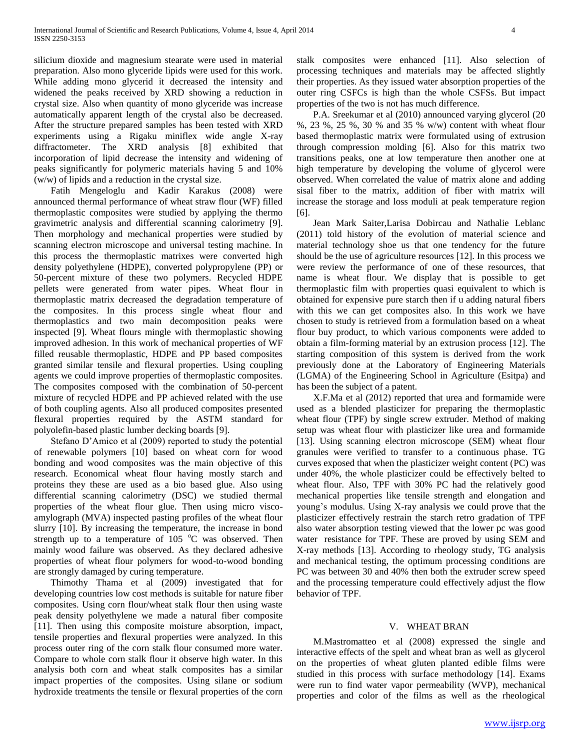silicium dioxide and magnesium stearate were used in material preparation. Also mono glyceride lipids were used for this work. While adding mono glycerid it decreased the intensity and widened the peaks received by XRD showing a reduction in crystal size. Also when quantity of mono glyceride was increase automatically apparent length of the crystal also be decreased. After the structure prepared samples has been tested with XRD experiments using a Rigaku miniflex wide angle X-ray diffractometer. The XRD analysis [8] exhibited that incorporation of lipid decrease the intensity and widening of peaks significantly for polymeric materials having 5 and 10% (w/w) of lipids and a reduction in the crystal size.

Fatih Mengeloglu and Kadir Karakus (2008) were announced thermal performance of wheat straw flour (WF) filled thermoplastic composites were studied by applying the thermo gravimetric analysis and differential scanning calorimetry [9]. Then morphology and mechanical properties were studied by scanning electron microscope and universal testing machine. In this process the thermoplastic matrixes were converted high density polyethylene (HDPE), converted polypropylene (PP) or 50-percent mixture of these two polymers. Recycled HDPE pellets were generated from water pipes. Wheat flour in thermoplastic matrix decreased the degradation temperature of the composites. In this process single wheat flour and thermoplastics and two main decomposition peaks were inspected [9]. Wheat flours mingle with thermoplastic showing improved adhesion. In this work of mechanical properties of WF filled reusable thermoplastic, HDPE and PP based composites granted similar tensile and flexural properties. Using coupling agents we could improve properties of thermoplastic composites. The composites composed with the combination of 50-percent mixture of recycled HDPE and PP achieved related with the use of both coupling agents. Also all produced composites presented flexural properties required by the ASTM standard for polyolefin-based plastic lumber decking boards [9].

Stefano D'Amico et al (2009) reported to study the potential of renewable polymers [10] based on wheat corn for wood bonding and wood composites was the main objective of this research. Economical wheat flour having mostly starch and proteins they these are used as a bio based glue. Also using differential scanning calorimetry (DSC) we studied thermal properties of the wheat flour glue. Then using micro visco-amylograph (MVA) inspected pasting profiles of the wheat flour slurry [10]. By increasing the temperature, the increase in bond strength up to a temperature of 105 °C was observed. Then mainly wood failure was observed. As they declared adhesive properties of wheat flour polymers for wood-to-wood bonding are strongly damaged by curing temperature.

Thimothy Thama et al (2009) investigated that for developing countries low cost methods is suitable for nature fiber composites. Using corn flour/wheat stalk flour then using waste peak density polyethylene we made a natural fiber composite [11]. Then using this composite moisture absorption, impact, tensile properties and flexural properties were analyzed. In this process outer ring of the corn stalk flour consumed more water. Compare to whole corn stalk flour it observe high water. In this analysis both corn and wheat stalk composites has a similar impact properties of the composites. Using silane or sodium hydroxide treatments the tensile or flexural properties of the corn stalk composites were enhanced [11]. Also selection of processing techniques and materials may be affected slightly their properties. As they issued water absorption properties of the outer ring CSFCs is high than the whole CSFSs. But impact properties of the two is not has much difference.

P.A. Sreekumar et al (2010) announced varying glycerol (20 %, 23 %, 25 %, 30 % and 35 % w/w) content with wheat flour based thermoplastic matrix were formulated using of extrusion through compression molding [6]. Also for this matrix two transitions peaks, one at low temperature then another one at high temperature by developing the volume of glycerol were observed. When correlated the value of matrix alone and adding sisal fiber to the matrix, addition of fiber with matrix will increase the storage and loss moduli at peak temperature region [6].

Jean Mark Saiter,Larisa Dobircau and Nathalie Leblanc (2011) told history of the evolution of material science and material technology shoe us that one tendency for the future should be the use of agriculture resources [12]. In this process we were review the performance of one of these resources, that name is wheat flour. We display that is possible to get thermoplastic film with properties quasi equivalent to which is obtained for expensive pure starch then if u adding natural fibers with this we can get composites also. In this work we have chosen to study is retrieved from a formulation based on a wheat flour buy product, to which various components were added to obtain a film-forming material by an extrusion process [12]. The starting composition of this system is derived from the work previously done at the Laboratory of Engineering Materials (LGMA) of the Engineering School in Agriculture (Esitpa) and has been the subject of a patent.

X.F.Ma et al (2012) reported that urea and formamide were used as a blended plasticizer for preparing the thermoplastic wheat flour (TPF) by single screw extruder. Method of making setup was wheat flour with plasticizer like urea and formamide [13]. Using scanning electron microscope (SEM) wheat flour granules were verified to transfer to a continuous phase. TG curves exposed that when the plasticizer weight content (PC) was under 40%, the whole plasticizer could be effectively belted to wheat flour. Also, TPF with 30% PC had the relatively good mechanical properties like tensile strength and elongation and young's modulus. Using X-ray analysis we could prove that the plasticizer effectively restrain the starch retro gradation of TPF also water absorption testing viewed that the lower pc was good water resistance for TPF. These are proved by using SEM and X-ray methods [13]. According to rheology study, TG analysis and mechanical testing, the optimum processing conditions are PC was between 30 and 40% then both the extruder screw speed and the processing temperature could effectively adjust the flow behavior of TPF.

## V. WHEAT BRAN

M.Mastromatteo et al (2008) expressed the single and interactive effects of the spelt and wheat bran as well as glycerol on the properties of wheat gluten planted edible films were studied in this process with surface methodology [14]. Exams were run to find water vapor permeability (WVP), mechanical properties and color of the films as well as the rheological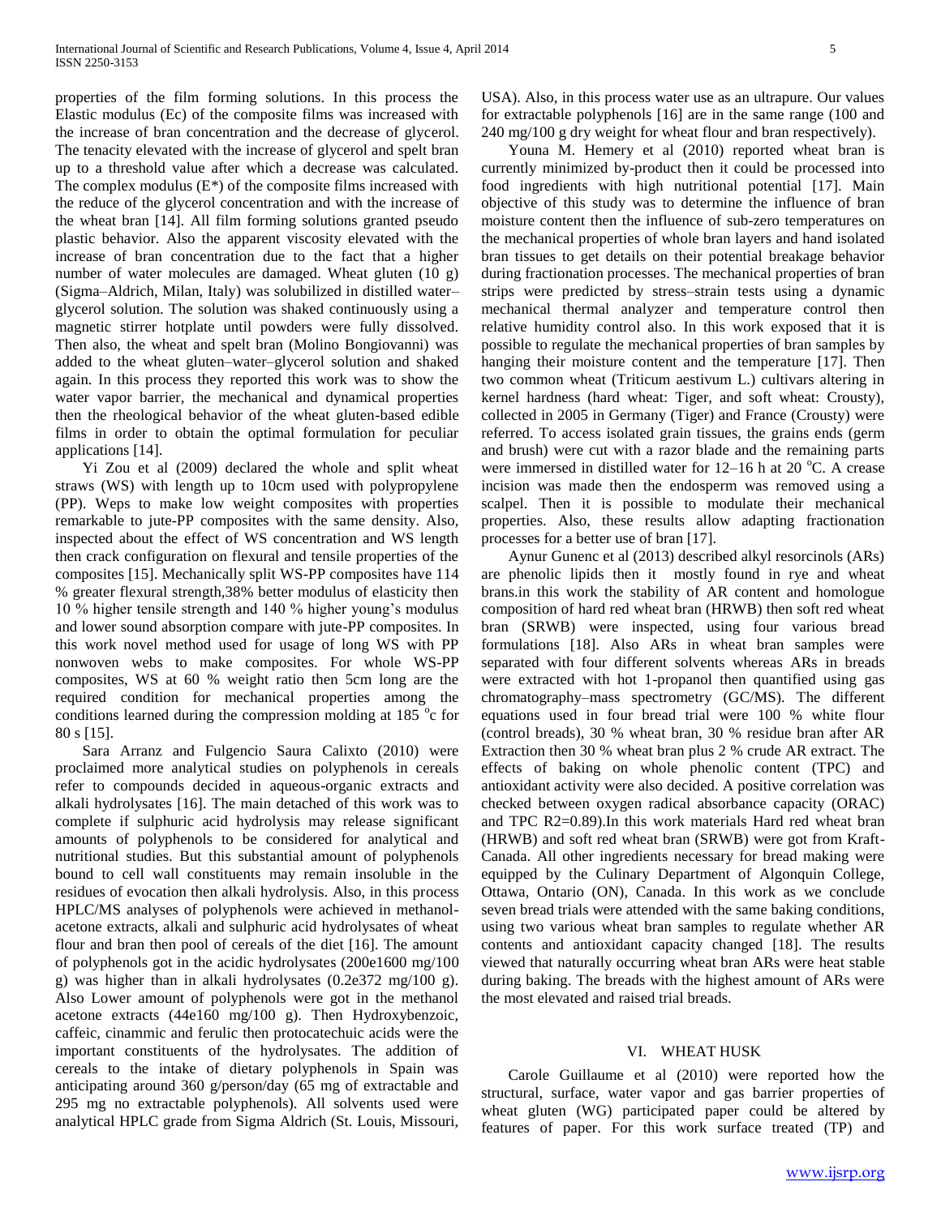properties of the film forming solutions. In this process the Elastic modulus (Ec) of the composite films was increased with the increase of bran concentration and the decrease of glycerol. The tenacity elevated with the increase of glycerol and spelt bran up to a threshold value after which a decrease was calculated. The complex modulus (E*) of the composite films increased with the reduce of the glycerol concentration and with the increase of the wheat bran [14]. All film forming solutions granted pseudo plastic behavior. Also the apparent viscosity elevated with the increase of bran concentration due to the fact that a higher number of water molecules are damaged. Wheat gluten (10 g) (Sigma–Aldrich, Milan, Italy) was solubilized in distilled water–glycerol solution. The solution was shaked continuously using a magnetic stirrer hotplate until powders were fully dissolved. Then also, the wheat and spelt bran (Molino Bongiovanni) was added to the wheat gluten–water–glycerol solution and shaked again. In this process they reported this work was to show the water vapor barrier, the mechanical and dynamical properties then the rheological behavior of the wheat gluten-based edible films in order to obtain the optimal formulation for peculiar applications [14].

Yi Zou et al (2009) declared the whole and split wheat straws (WS) with length up to 10cm used with polypropylene (PP). Weps to make low weight composites with properties remarkable to jute-PP composites with the same density. Also, inspected about the effect of WS concentration and WS length then crack configuration on flexural and tensile properties of the composites [15]. Mechanically split WS-PP composites have 114 % greater flexural strength,38% better modulus of elasticity then 10 % higher tensile strength and 140 % higher young's modulus and lower sound absorption compare with jute-PP composites. In this work novel method used for usage of long WS with PP nonwoven webs to make composites. For whole WS-PP composites, WS at 60 % weight ratio then 5cm long are the required condition for mechanical properties among the conditions learned during the compression molding at 185 $^{o}$c for 80 s [15].

Sara Arranz and Fulgencio Saura Calixto (2010) were proclaimed more analytical studies on polyphenols in cereals refer to compounds decided in aqueous-organic extracts and alkali hydrolysates [16]. The main detached of this work was to complete if sulphuric acid hydrolysis may release significant amounts of polyphenols to be considered for analytical and nutritional studies. But this substantial amount of polyphenols bound to cell wall constituents may remain insoluble in the residues of evocation then alkali hydrolysis. Also, in this process HPLC/MS analyses of polyphenols were achieved in methanol-acetone extracts, alkali and sulphuric acid hydrolysates of wheat flour and bran then pool of cereals of the diet [16]. The amount of polyphenols got in the acidic hydrolysates (200e1600 mg/100 g) was higher than in alkali hydrolysates (0.2e372 mg/100 g). Also Lower amount of polyphenols were got in the methanol acetone extracts (44e160 mg/100 g). Then Hydroxybenzoic, caffeic, cinammic and ferulic then protocatechuic acids were the important constituents of the hydrolysates. The addition of cereals to the intake of dietary polyphenols in Spain was anticipating around 360 g/person/day (65 mg of extractable and 295 mg no extractable polyphenols). All solvents used were analytical HPLC grade from Sigma Aldrich (St. Louis, Missouri, USA). Also, in this process water use as an ultrapure. Our values for extractable polyphenols [16] are in the same range (100 and 240 mg/100 g dry weight for wheat flour and bran respectively).

Youna M. Hemery et al (2010) reported wheat bran is currently minimized by-product then it could be processed into food ingredients with high nutritional potential [17]. Main objective of this study was to determine the influence of bran moisture content then the influence of sub-zero temperatures on the mechanical properties of whole bran layers and hand isolated bran tissues to get details on their potential breakage behavior during fractionation processes. The mechanical properties of bran strips were predicted by stress–strain tests using a dynamic mechanical thermal analyzer and temperature control then relative humidity control also. In this work exposed that it is possible to regulate the mechanical properties of bran samples by hanging their moisture content and the temperature [17]. Then two common wheat (Triticum aestivum L.) cultivars altering in kernel hardness (hard wheat: Tiger, and soft wheat: Crousty), collected in 2005 in Germany (Tiger) and France (Crousty) were referred. To access isolated grain tissues, the grains ends (germ and brush) were cut with a razor blade and the remaining parts were immersed in distilled water for 12–16 h at 20 $^{o}$C. A crease incision was made then the endosperm was removed using a scalpel. Then it is possible to modulate their mechanical properties. Also, these results allow adapting fractionation processes for a better use of bran [17].

Aynur Gunenc et al (2013) described alkyl resorcinols (ARs) are phenolic lipids then it mostly found in rye and wheat brans.in this work the stability of AR content and homologue composition of hard red wheat bran (HRWB) then soft red wheat bran (SRWB) were inspected, using four various bread formulations [18]. Also ARs in wheat bran samples were separated with four different solvents whereas ARs in breads were extracted with hot 1-propanol then quantified using gas chromatography–mass spectrometry (GC/MS). The different equations used in four bread trial were 100 % white flour (control breads), 30 % wheat bran, 30 % residue bran after AR Extraction then 30 % wheat bran plus 2 % crude AR extract. The effects of baking on whole phenolic content (TPC) and antioxidant activity were also decided. A positive correlation was checked between oxygen radical absorbance capacity (ORAC) and TPC $R^2$=0.89).In this work materials Hard red wheat bran (HRWB) and soft red wheat bran (SRWB) were got from Kraft-Canada. All other ingredients necessary for bread making were equipped by the Culinary Department of Algonquin College, Ottawa, Ontario (ON), Canada. In this work as we conclude seven bread trials were attended with the same baking conditions, using two various wheat bran samples to regulate whether AR contents and antioxidant capacity changed [18]. The results viewed that naturally occurring wheat bran ARs were heat stable during baking. The breads with the highest amount of ARs were the most elevated and raised trial breads.

## VI. WHEAT HUSK

Carole Guillaume et al (2010) were reported how the structural, surface, water vapor and gas barrier properties of wheat gluten (WG) participated paper could be altered by features of paper. For this work surface treated (TP) and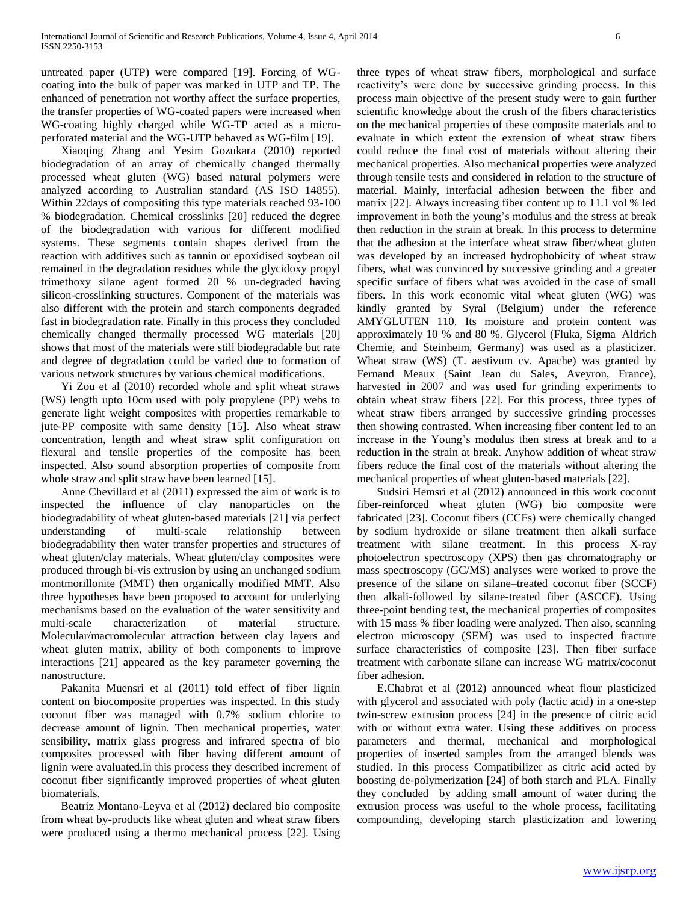untreated paper (UTP) were compared [19]. Forcing of WG-coating into the bulk of paper was marked in UTP and TP. The enhanced of penetration not worthy affect the surface properties, the transfer properties of WG-coated papers were increased when WG-coating highly charged while WG-TP acted as a micro-perforated material and the WG-UTP behaved as WG-film [19].

Xiaoqing Zhang and Yesim Gozukara (2010) reported biodegradation of an array of chemically changed thermally processed wheat gluten (WG) based natural polymers were analyzed according to Australian standard (AS ISO 14855). Within 22days of compositing this type materials reached 93-100 % biodegradation. Chemical crosslinks [20] reduced the degree of the biodegradation with various for different modified systems. These segments contain shapes derived from the reaction with additives such as tannin or epoxidised soybean oil remained in the degradation residues while the glycidoxy propyl trimethoxy silane agent formed 20 % un-degraded having silicon-crosslinking structures. Component of the materials was also different with the protein and starch components degraded fast in biodegradation rate. Finally in this process they concluded chemically changed thermally processed WG materials [20] shows that most of the materials were still biodegradable but rate and degree of degradation could be varied due to formation of various network structures by various chemical modifications.

Yi Zou et al (2010) recorded whole and split wheat straws (WS) length upto 10cm used with poly propylene (PP) webs to generate light weight composites with properties remarkable to jute-PP composite with same density [15]. Also wheat straw concentration, length and wheat straw split configuration on flexural and tensile properties of the composite has been inspected. Also sound absorption properties of composite from whole straw and split straw have been learned [15].

Anne Chevillard et al (2011) expressed the aim of work is to inspected the influence of clay nanoparticles on the biodegradability of wheat gluten-based materials [21] via perfect understanding of multi-scale relationship between biodegradability then water transfer properties and structures of wheat gluten/clay materials. Wheat gluten/clay composites were produced through bi-vis extrusion by using an unchanged sodium montmorillonite (MMT) then organically modified MMT. Also three hypotheses have been proposed to account for underlying mechanisms based on the evaluation of the water sensitivity and multi-scale characterization of material structure. Molecular/macromolecular attraction between clay layers and wheat gluten matrix, ability of both components to improve interactions [21] appeared as the key parameter governing the nanostructure.

Pakanita Muensri et al (2011) told effect of fiber lignin content on biocomposite properties was inspected. In this study coconut fiber was managed with 0.7% sodium chlorite to decrease amount of lignin. Then mechanical properties, water sensibility, matrix glass progress and infrared spectra of bio composites processed with fiber having different amount of lignin were avaluated.in this process they described increment of coconut fiber significantly improved properties of wheat gluten biomaterials.

Beatriz Montano-Leyva et al (2012) declared bio composite from wheat by-products like wheat gluten and wheat straw fibers were produced using a thermo mechanical process [22]. Using three types of wheat straw fibers, morphological and surface reactivity's were done by successive grinding process. In this process main objective of the present study were to gain further scientific knowledge about the crush of the fibers characteristics on the mechanical properties of these composite materials and to evaluate in which extent the extension of wheat straw fibers could reduce the final cost of materials without altering their mechanical properties. Also mechanical properties were analyzed through tensile tests and considered in relation to the structure of material. Mainly, interfacial adhesion between the fiber and matrix [22]. Always increasing fiber content up to 11.1 vol % led improvement in both the young's modulus and the stress at break then reduction in the strain at break. In this process to determine that the adhesion at the interface wheat straw fiber/wheat gluten was developed by an increased hydrophobicity of wheat straw fibers, what was convinced by successive grinding and a greater specific surface of fibers what was avoided in the case of small fibers. In this work economic vital wheat gluten (WG) was kindly granted by Syral (Belgium) under the reference AMYGLUTEN 110. Its moisture and protein content was approximately 10 % and 80 %. Glycerol (Fluka, Sigma–Aldrich Chemie, and Steinheim, Germany) was used as a plasticizer. Wheat straw (WS) (T. aestivum cv. Apache) was granted by Fernand Meaux (Saint Jean du Sales, Aveyron, France), harvested in 2007 and was used for grinding experiments to obtain wheat straw fibers [22]. For this process, three types of wheat straw fibers arranged by successive grinding processes then showing contrasted. When increasing fiber content led to an increase in the Young's modulus then stress at break and to a reduction in the strain at break. Anyhow addition of wheat straw fibers reduce the final cost of the materials without altering the mechanical properties of wheat gluten-based materials [22].

Sudsiri Hemsri et al (2012) announced in this work coconut fiber-reinforced wheat gluten (WG) bio composite were fabricated [23]. Coconut fibers (CCFs) were chemically changed by sodium hydroxide or silane treatment then alkali surface treatment with silane treatment. In this process X-ray photoelectron spectroscopy (XPS) then gas chromatography or mass spectroscopy (GC/MS) analyses were worked to prove the presence of the silane on silane–treated coconut fiber (SCCF) then alkali-followed by silane-treated fiber (ASCCF). Using three-point bending test, the mechanical properties of composites with 15 mass % fiber loading were analyzed. Then also, scanning electron microscopy (SEM) was used to inspected fracture surface characteristics of composite [23]. Then fiber surface treatment with carbonate silane can increase WG matrix/coconut fiber adhesion.

E.Chabrat et al (2012) announced wheat flour plasticized with glycerol and associated with poly (lactic acid) in a one-step twin-screw extrusion process [24] in the presence of citric acid with or without extra water. Using these additives on process parameters and thermal, mechanical and morphological properties of inserted samples from the arranged blends was studied. In this process Compatibilizer as citric acid acted by boosting de-polymerization [24] of both starch and PLA. Finally they concluded by adding small amount of water during the extrusion process was useful to the whole process, facilitating compounding, developing starch plasticization and lowering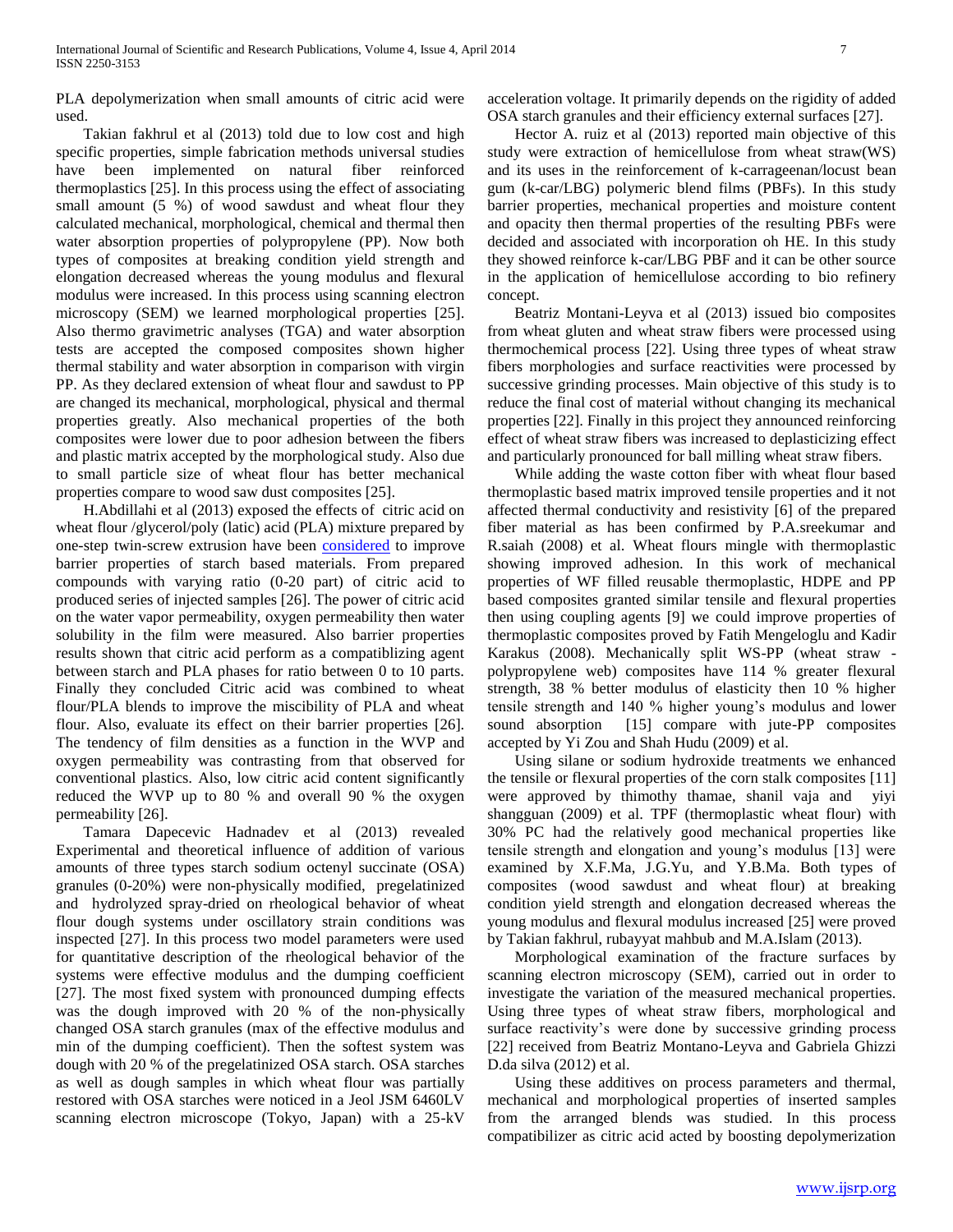PLA depolymerization when small amounts of citric acid were used.

Takian fakhrul et al (2013) told due to low cost and high specific properties, simple fabrication methods universal studies have been implemented on natural fiber reinforced thermoplastics [25]. In this process using the effect of associating small amount (5 %) of wood sawdust and wheat flour they calculated mechanical, morphological, chemical and thermal then water absorption properties of polypropylene (PP). Now both types of composites at breaking condition yield strength and elongation decreased whereas the young modulus and flexural modulus were increased. In this process using scanning electron microscopy (SEM) we learned morphological properties [25]. Also thermo gravimetric analyses (TGA) and water absorption tests are accepted the composed composites shown higher thermal stability and water absorption in comparison with virgin PP. As they declared extension of wheat flour and sawdust to PP are changed its mechanical, morphological, physical and thermal properties greatly. Also mechanical properties of the both composites were lower due to poor adhesion between the fibers and plastic matrix accepted by the morphological study. Also due to small particle size of wheat flour has better mechanical properties compare to wood saw dust composites [25].

H.Abdillahi et al (2013) exposed the effects of citric acid on wheat flour /glycerol/poly (latic) acid (PLA) mixture prepared by one-step twin-screw extrusion have been considered to improve barrier properties of starch based materials. From prepared compounds with varying ratio (0-20 part) of citric acid to produced series of injected samples [26]. The power of citric acid on the water vapor permeability, oxygen permeability then water solubility in the film were measured. Also barrier properties results shown that citric acid perform as a compatiblizing agent between starch and PLA phases for ratio between 0 to 10 parts. Finally they concluded Citric acid was combined to wheat flour/PLA blends to improve the miscibility of PLA and wheat flour. Also, evaluate its effect on their barrier properties [26]. The tendency of film densities as a function in the WVP and oxygen permeability was contrasting from that observed for conventional plastics. Also, low citric acid content significantly reduced the WVP up to 80 % and overall 90 % the oxygen permeability [26].

Tamara Dapecevic Hadnadev et al (2013) revealed Experimental and theoretical influence of addition of various amounts of three types starch sodium octenyl succinate (OSA) granules (0-20%) were non-physically modified, pregelatinized and hydrolyzed spray-dried on rheological behavior of wheat flour dough systems under oscillatory strain conditions was inspected [27]. In this process two model parameters were used for quantitative description of the rheological behavior of the systems were effective modulus and the dumping coefficient [27]. The most fixed system with pronounced dumping effects was the dough improved with 20 % of the non-physically changed OSA starch granules (max of the effective modulus and min of the dumping coefficient). Then the softest system was dough with 20 % of the pregelatinized OSA starch. OSA starches as well as dough samples in which wheat flour was partially restored with OSA starches were noticed in a Jeol JSM 6460LV scanning electron microscope (Tokyo, Japan) with a 25-kV acceleration voltage. It primarily depends on the rigidity of added OSA starch granules and their efficiency external surfaces [27].

Hector A. ruiz et al (2013) reported main objective of this study were extraction of hemicellulose from wheat straw(WS) and its uses in the reinforcement of k-carrageenan/locust bean gum (k-car/LBG) polymeric blend films (PBFs). In this study barrier properties, mechanical properties and moisture content and opacity then thermal properties of the resulting PBFs were decided and associated with incorporation oh HE. In this study they showed reinforce k-car/LBG PBF and it can be other source in the application of hemicellulose according to bio refinery concept.

Beatriz Montani-Leyva et al (2013) issued bio composites from wheat gluten and wheat straw fibers were processed using thermochemical process [22]. Using three types of wheat straw fibers morphologies and surface reactivities were processed by successive grinding processes. Main objective of this study is to reduce the final cost of material without changing its mechanical properties [22]. Finally in this project they announced reinforcing effect of wheat straw fibers was increased to deplasticizing effect and particularly pronounced for ball milling wheat straw fibers.

While adding the waste cotton fiber with wheat flour based thermoplastic based matrix improved tensile properties and it not affected thermal conductivity and resistivity [6] of the prepared fiber material as has been confirmed by P.A.sreekumar and R.saiah (2008) et al. Wheat flours mingle with thermoplastic showing improved adhesion. In this work of mechanical properties of WF filled reusable thermoplastic, HDPE and PP based composites granted similar tensile and flexural properties then using coupling agents [9] we could improve properties of thermoplastic composites proved by Fatih Mengeloglu and Kadir Karakus (2008). Mechanically split WS-PP (wheat straw - polypropylene web) composites have 114 % greater flexural strength, 38 % better modulus of elasticity then 10 % higher tensile strength and 140 % higher young's modulus and lower sound absorption [15] compare with jute-PP composites accepted by Yi Zou and Shah Hudu (2009) et al.

Using silane or sodium hydroxide treatments we enhanced the tensile or flexural properties of the corn stalk composites [11] were approved by thimothy thamae, shanil vaja and yiyi shangguan (2009) et al. TPF (thermoplastic wheat flour) with 30% PC had the relatively good mechanical properties like tensile strength and elongation and young's modulus [13] were examined by X.F.Ma, J.G.Yu, and Y.B.Ma. Both types of composites (wood sawdust and wheat flour) at breaking condition yield strength and elongation decreased whereas the young modulus and flexural modulus increased [25] were proved by Takian fakhrul, rubayyat mahbub and M.A.Islam (2013).

Morphological examination of the fracture surfaces by scanning electron microscopy (SEM), carried out in order to investigate the variation of the measured mechanical properties. Using three types of wheat straw fibers, morphological and surface reactivity's were done by successive grinding process [22] received from Beatriz Montano-Leyva and Gabriela Ghizzi D.da silva (2012) et al.

Using these additives on process parameters and thermal, mechanical and morphological properties of inserted samples from the arranged blends was studied. In this process compatibilizer as citric acid acted by boosting depolymerization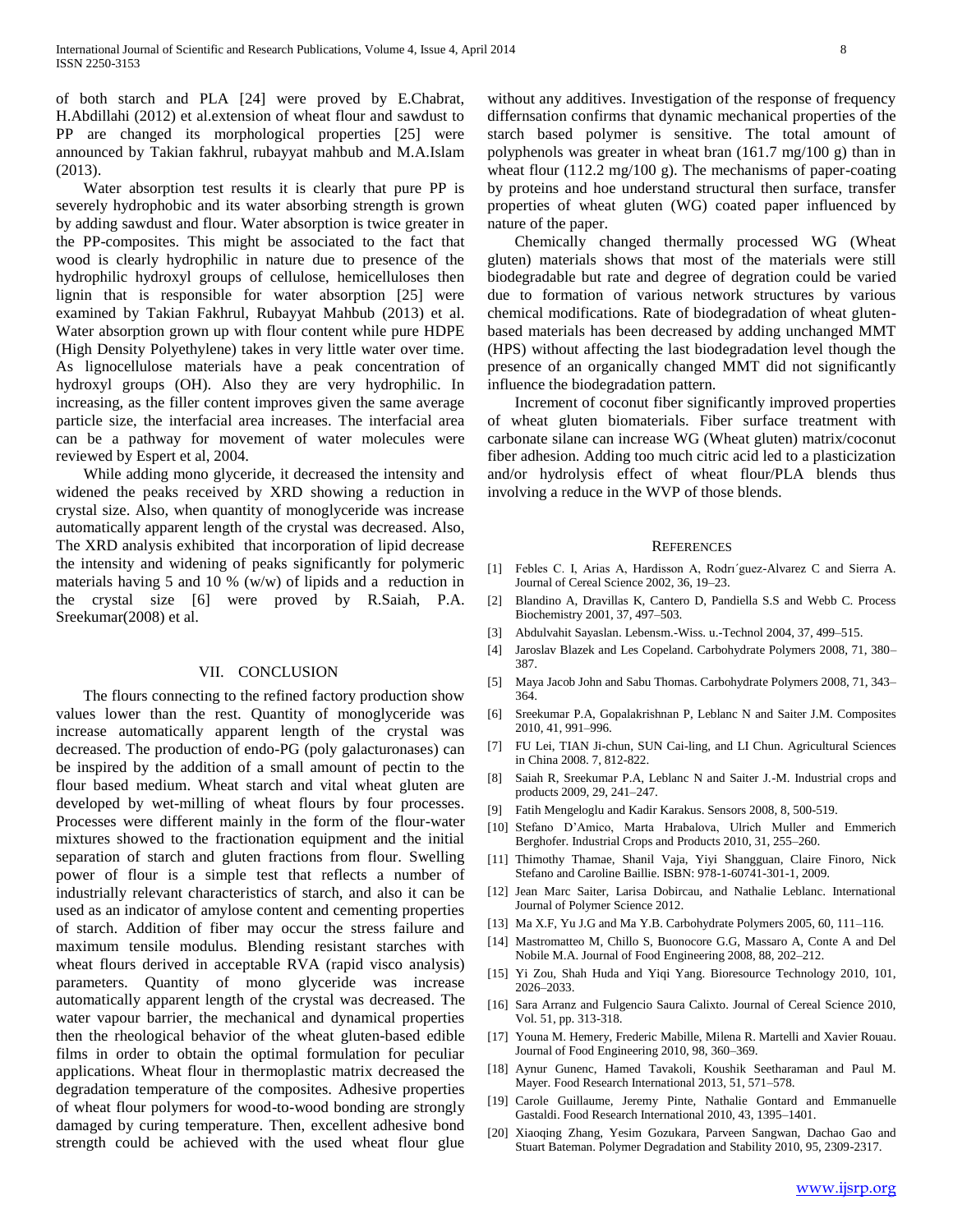of both starch and PLA [24] were proved by E.Chabrat, H.Abdillahi (2012) et al.extension of wheat flour and sawdust to PP are changed its morphological properties [25] were announced by Takian fakhrul, rubayyat mahbub and M.A.Islam (2013).

Water absorption test results it is clearly that pure PP is severely hydrophobic and its water absorbing strength is grown by adding sawdust and flour. Water absorption is twice greater in the PP-composites. This might be associated to the fact that wood is clearly hydrophilic in nature due to presence of the hydrophilic hydroxyl groups of cellulose, hemicelluloses then lignin that is responsible for water absorption [25] were examined by Takian Fakhrul, Rubayyat Mahbub (2013) et al. Water absorption grown up with flour content while pure HDPE (High Density Polyethylene) takes in very little water over time. As lignocellulose materials have a peak concentration of hydroxyl groups (OH). Also they are very hydrophilic. In increasing, as the filler content improves given the same average particle size, the interfacial area increases. The interfacial area can be a pathway for movement of water molecules were reviewed by Espert et al, 2004.

While adding mono glyceride, it decreased the intensity and widened the peaks received by XRD showing a reduction in crystal size. Also, when quantity of monoglyceride was increase automatically apparent length of the crystal was decreased. Also, The XRD analysis exhibited that incorporation of lipid decrease the intensity and widening of peaks significantly for polymeric materials having 5 and 10 % (w/w) of lipids and a reduction in the crystal size [6] were proved by R.Saiah, P.A. Sreekumar(2008) et al.

## VII. Conclusion

The flours connecting to the refined factory production show values lower than the rest. Quantity of monoglyceride was increase automatically apparent length of the crystal was decreased. The production of endo-PG (poly galacturonases) can be inspired by the addition of a small amount of pectin to the flour based medium. Wheat starch and vital wheat gluten are developed by wet-milling of wheat flours by four processes. Processes were different mainly in the form of the flour-water mixtures showed to the fractionation equipment and the initial separation of starch and gluten fractions from flour. Swelling power of flour is a simple test that reflects a number of industrially relevant characteristics of starch, and also it can be used as an indicator of amylose content and cementing properties of starch. Addition of fiber may occur the stress failure and maximum tensile modulus. Blending resistant starches with wheat flours derived in acceptable RVA (rapid visco analysis) parameters. Quantity of mono glyceride was increase automatically apparent length of the crystal was decreased. The water vapour barrier, the mechanical and dynamical properties then the rheological behavior of the wheat gluten-based edible films in order to obtain the optimal formulation for peculiar applications. Wheat flour in thermoplastic matrix decreased the degradation temperature of the composites. Adhesive properties of wheat flour polymers for wood-to-wood bonding are strongly damaged by curing temperature. Then, excellent adhesive bond strength could be achieved with the used wheat flour glue without any additives. Investigation of the response of frequency differnsation confirms that dynamic mechanical properties of the starch based polymer is sensitive. The total amount of polyphenols was greater in wheat bran (161.7 mg/100 g) than in wheat flour (112.2 mg/100 g). The mechanisms of paper-coating by proteins and hoe understand structural then surface, transfer properties of wheat gluten (WG) coated paper influenced by nature of the paper.

Chemically changed thermally processed WG (Wheat gluten) materials shows that most of the materials were still biodegradable but rate and degree of degration could be varied due to formation of various network structures by various chemical modifications. Rate of biodegradation of wheat gluten-based materials has been decreased by adding unchanged MMT (HPS) without affecting the last biodegradation level though the presence of an organically changed MMT did not significantly influence the biodegradation pattern.

Increment of coconut fiber significantly improved properties of wheat gluten biomaterials. Fiber surface treatment with carbonate silane can increase WG (Wheat gluten) matrix/coconut fiber adhesion. Adding too much citric acid led to a plasticization and/or hydrolysis effect of wheat flour/PLA blends thus involving a reduce in the WVP of those blends.

## References

[1] Febles C. I, Arias A, Hardisson A, Rodrı´guez-Alvarez C and Sierra A. Journal of Cereal Science 2002, 36, 19–23.

[2] Blandino A, Dravillas K, Cantero D, Pandiella S.S and Webb C. Process Biochemistry 2001, 37, 497–503.

[3] Abdulvahit Sayaslan. Lebensm.-Wiss. u.-Technol 2004, 37, 499–515.

[4] Jaroslav Blazek and Les Copeland. Carbohydrate Polymers 2008, 71, 380–387.

[5] Maya Jacob John and Sabu Thomas. Carbohydrate Polymers 2008, 71, 343–364.

[6] Sreekumar P.A, Gopalakrishnan P, Leblanc N and Saiter J.M. Composites 2010, 41, 991–996.

[7] FU Lei, TIAN Ji-chun, SUN Cai-ling, and LI Chun. Agricultural Sciences in China 2008. 7, 812-822.

[8] Saiah R, Sreekumar P.A, Leblanc N and Saiter J.-M. Industrial crops and products 2009, 29, 241–247.

[9] Fatih Mengeloglu and Kadir Karakus. Sensors 2008, 8, 500-519.

[10] Stefano D'Amico, Marta Hrabalova, Ulrich Muller and Emmerich Berghofer. Industrial Crops and Products 2010, 31, 255–260.

[11] Thimothy Thamae, Shanil Vaja, Yiyi Shangguan, Claire Finoro, Nick Stefano and Caroline Baillie. ISBN: 978-1-60741-301-1, 2009.

[12] Jean Marc Saiter, Larisa Dobircau, and Nathalie Leblanc. International Journal of Polymer Science 2012.

[13] Ma X.F, Yu J.G and Ma Y.B. Carbohydrate Polymers 2005, 60, 111–116.

[14] Mastromatteo M, Chillo S, Buonocore G.G, Massaro A, Conte A and Del Nobile M.A. Journal of Food Engineering 2008, 88, 202–212.

[15] Yi Zou, Shah Huda and Yiqi Yang. Bioresource Technology 2010, 101, 2026–2033.

[16] Sara Arranz and Fulgencio Saura Calixto. Journal of Cereal Science 2010, Vol. 51, pp. 313-318.

[17] Youna M. Hemery, Frederic Mabille, Milena R. Martelli and Xavier Rouau. Journal of Food Engineering 2010, 98, 360–369.

[18] Aynur Gunenc, Hamed Tavakoli, Koushik Seetharaman and Paul M. Mayer. Food Research International 2013, 51, 571–578.

[19] Carole Guillaume, Jeremy Pinte, Nathalie Gontard and Emmanuelle Gastaldi. Food Research International 2010, 43, 1395–1401.

[20] Xiaoqing Zhang, Yesim Gozukara, Parveen Sangwan, Dachao Gao and Stuart Bateman. Polymer Degradation and Stability 2010, 95, 2309-2317.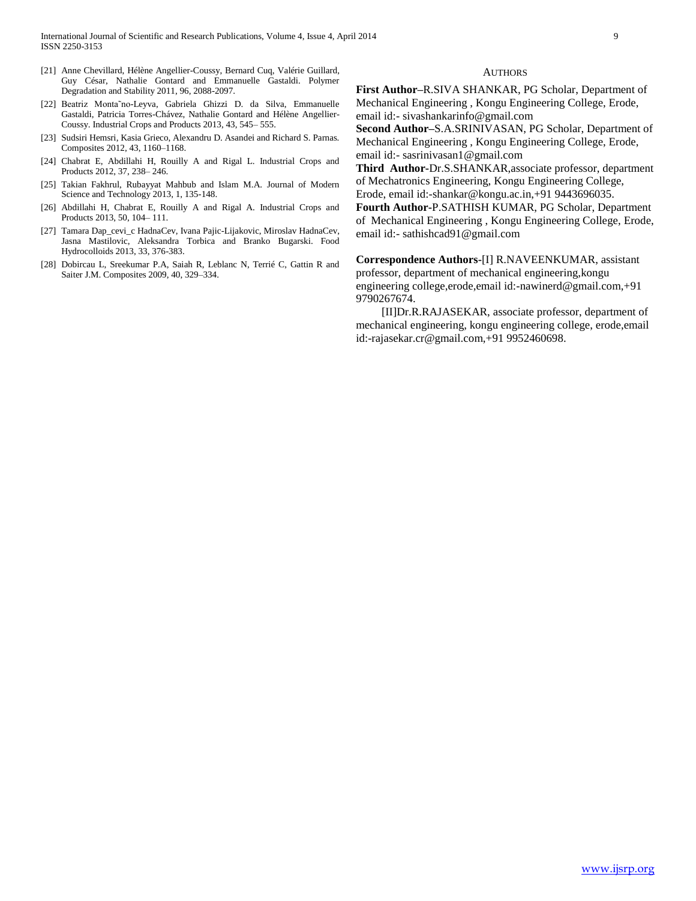[21] Anne Chevillard, Hélène Angellier-Coussy, Bernard Cuq, Valérie Guillard, Guy César, Nathalie Gontard and Emmanuelle Gastaldi. Polymer Degradation and Stability 2011, 96, 2088-2097.

[22] Beatriz Monta˜no-Leyva, Gabriela Ghizzi D. da Silva, Emmanuelle Gastaldi, Patricia Torres-Chávez, Nathalie Gontard and Hélène Angellier-Coussy. Industrial Crops and Products 2013, 43, 545– 555.

[23] Sudsiri Hemsri, Kasia Grieco, Alexandru D. Asandei and Richard S. Parnas. Composites 2012, 43, 1160–1168.

[24] Chabrat E, Abdillahi H, Rouilly A and Rigal L. Industrial Crops and Products 2012, 37, 238– 246.

[25] Takian Fakhrul, Rubayyat Mahbub and Islam M.A. Journal of Modern Science and Technology 2013, 1, 135-148.

[26] Abdillahi H, Chabrat E, Rouilly A and Rigal A. Industrial Crops and Products 2013, 50, 104– 111.

[27] Tamara Dap_cevi_c HadnaCev, Ivana Pajic-Lijakovic, Miroslav HadnaCev, Jasna Mastilovic, Aleksandra Torbica and Branko Bugarski. Food Hydrocolloids 2013, 33, 376-383.

[28] Dobircau L, Sreekumar P.A, Saiah R, Leblanc N, Terrié C, Gattin R and Saiter J.M. Composites 2009, 40, 329–334.

## AUTHORS

**First Author**–R.SIVA SHANKAR, PG Scholar, Department of Mechanical Engineering , Kongu Engineering College, Erode, email id:- sivashankarinfo@gmail.com

**Second Author**–S.A.SRINIVASAN, PG Scholar, Department of Mechanical Engineering , Kongu Engineering College, Erode, email id:- sasrinivasan1@gmail.com

**Third Author**-Dr.S.SHANKAR,associate professor, department of Mechatronics Engineering, Kongu Engineering College, Erode, email id:-shankar@kongu.ac.in,+91 9443696035.

**Fourth Author**-P.SATHISH KUMAR, PG Scholar, Department of Mechanical Engineering , Kongu Engineering College, Erode, email id:- sathishcad91@gmail.com

**Correspondence Authors**-[I] R.NAVEENKUMAR, assistant professor, department of mechanical engineering,kongu engineering college,erode,email id:-nawinerd@gmail.com,+91 9790267674.

[II]Dr.R.RAJASEKAR, associate professor, department of mechanical engineering, kongu engineering college, erode,email id:-rajasekar.cr@gmail.com,+91 9952460698.